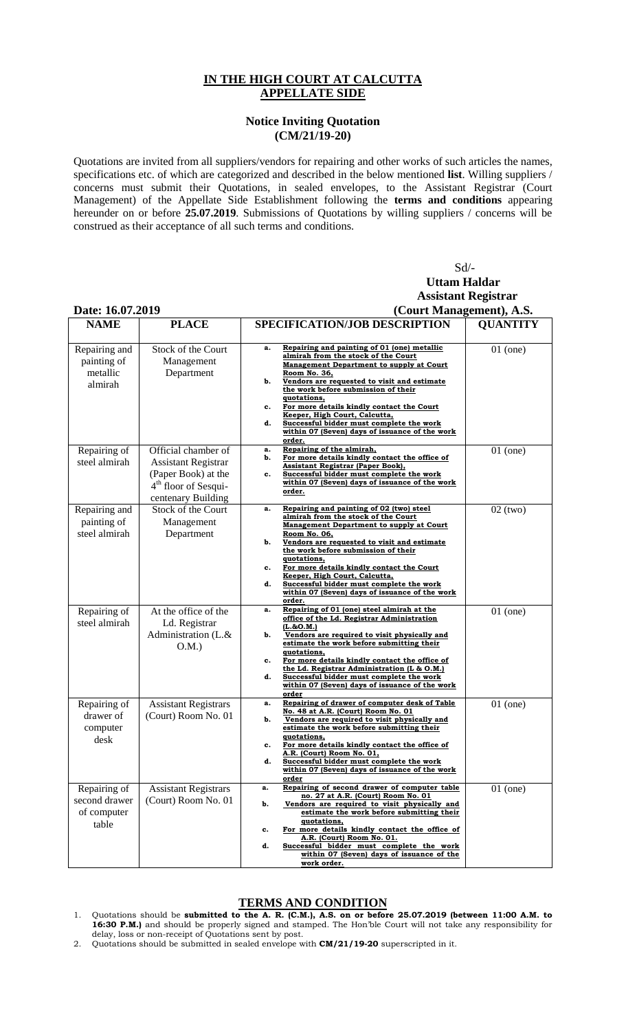# IN THE HIGH COURT AT CALCUTTA
# APPELLATE SIDE

## Notice Inviting Quotation
## (CM/21/19-20)

Quotations are invited from all suppliers/vendors for repairing and other works of such articles the names, specifications etc. of which are categorized and described in the below mentioned **list**. Willing suppliers / concerns must submit their Quotations, in sealed envelopes, to the Assistant Registrar (Court Management) of the Appellate Side Establishment following the **terms and conditions** appearing hereunder on or before **25.07.2019**. Submissions of Quotations by willing suppliers / concerns will be construed as their acceptance of all such terms and conditions.

Sd/-
**Uttam Haldar**
**Assistant Registrar**
**(Court Management), A.S.**

**Date: 16.07.2019**

| NAME | PLACE | SPECIFICATION/JOB DESCRIPTION | QUANTITY |
|---|---|---|---|
| Repairing and painting of metallic almirah | Stock of the Court Management Department | a. Repairing and painting of 01 (one) metallic almirah from the stock of the Court Management Department to supply at Court Room No. 36, b. Vendors are requested to visit and estimate the work before submission of their quotations, c. For more details kindly contact the Court Keeper, High Court, Calcutta, d. Successful bidder must complete the work within 07 (Seven) days of issuance of the work order. | 01 (one) |
| Repairing of steel almirah | Official chamber of Assistant Registrar (Paper Book) at the 4th floor of Sesqui-centenary Building | a. Repairing of the almirah, b. For more details kindly contact the office of Assistant Registrar (Paper Book), c. Successful bidder must complete the work within 07 (Seven) days of issuance of the work order. | 01 (one) |
| Repairing and painting of steel almirah | Stock of the Court Management Department | a. Repairing and painting of 02 (two) steel almirah from the stock of the Court Management Department to supply at Court Room No. 06, b. Vendors are requested to visit and estimate the work before submission of their quotations, c. For more details kindly contact the Court Keeper, High Court, Calcutta, d. Successful bidder must complete the work within 07 (Seven) days of issuance of the work order. | 02 (two) |
| Repairing of steel almirah | At the office of the Ld. Registrar Administration (L.& O.M.) | a. Repairing of 01 (one) steel almirah at the office of the Ld. Registrar Administration (L.&O.M.) b. Vendors are required to visit physically and estimate the work before submitting their quotations, c. For more details kindly contact the office of the Ld. Registrar Administration (L & O.M.) d. Successful bidder must complete the work within 07 (Seven) days of issuance of the work order | 01 (one) |
| Repairing of drawer of computer desk | Assistant Registrars (Court) Room No. 01 | a. Repairing of drawer of computer desk of Table No. 48 at A.R. (Court) Room No. 01 b. Vendors are required to visit physically and estimate the work before submitting their quotations, c. For more details kindly contact the office of A.R. (Court) Room No. 01, d. Successful bidder must complete the work within 07 (Seven) days of issuance of the work order | 01 (one) |
| Repairing of second drawer of computer table | Assistant Registrars (Court) Room No. 01 | a. Repairing of second drawer of computer table no. 27 at A.R. (Court) Room No. 01 b. Vendors are required to visit physically and estimate the work before submitting their quotations, c. For more details kindly contact the office of A.R. (Court) Room No. 01. d. Successful bidder must complete the work within 07 (Seven) days of issuance of the work order. | 01 (one) |

## TERMS AND CONDITION

1. Quotations should be **submitted to the A. R. (C.M.), A.S. on or before 25.07.2019 (between 11:00 A.M. to 16:30 P.M.)** and should be properly signed and stamped. The Hon'ble Court will not take any responsibility for delay, loss or non-receipt of Quotations sent by post.
2. Quotations should be submitted in sealed envelope with **CM/21/19-20** superscripted in it.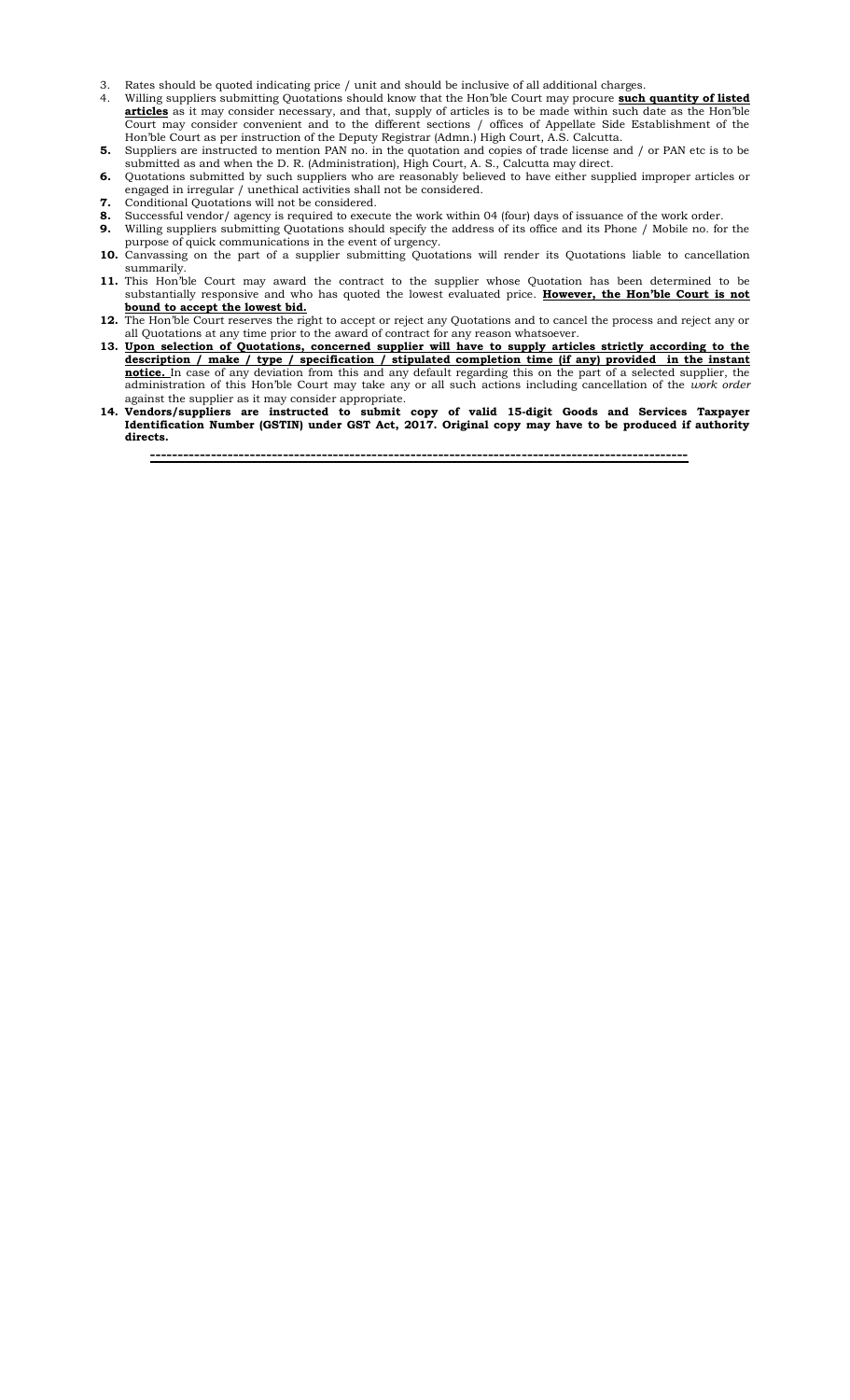3. Rates should be quoted indicating price / unit and should be inclusive of all additional charges.
4. Willing suppliers submitting Quotations should know that the Hon'ble Court may procure **such quantity of listed articles** as it may consider necessary, and that, supply of articles is to be made within such date as the Hon'ble Court may consider convenient and to the different sections / offices of Appellate Side Establishment of the Hon'ble Court as per instruction of the Deputy Registrar (Admn.) High Court, A.S. Calcutta.
5. Suppliers are instructed to mention PAN no. in the quotation and copies of trade license and / or PAN etc is to be submitted as and when the D. R. (Administration), High Court, A. S., Calcutta may direct.
6. Quotations submitted by such suppliers who are reasonably believed to have either supplied improper articles or engaged in irregular / unethical activities shall not be considered.
7. Conditional Quotations will not be considered.
8. Successful vendor/ agency is required to execute the work within 04 (four) days of issuance of the work order.
9. Willing suppliers submitting Quotations should specify the address of its office and its Phone / Mobile no. for the purpose of quick communications in the event of urgency.
10. Canvassing on the part of a supplier submitting Quotations will render its Quotations liable to cancellation summarily.
11. This Hon'ble Court may award the contract to the supplier whose Quotation has been determined to be substantially responsive and who has quoted the lowest evaluated price. **However, the Hon'ble Court is not bound to accept the lowest bid.**
12. The Hon'ble Court reserves the right to accept or reject any Quotations and to cancel the process and reject any or all Quotations at any time prior to the award of contract for any reason whatsoever.
13. **Upon selection of Quotations, concerned supplier will have to supply articles strictly according to the description / make / type / specification / stipulated completion time (if any) provided in the instant notice.** In case of any deviation from this and any default regarding this on the part of a selected supplier, the administration of this Hon'ble Court may take any or all such actions including cancellation of the *work order* against the supplier as it may consider appropriate.
14. **Vendors/suppliers are instructed to submit copy of valid 15-digit Goods and Services Taxpayer Identification Number (GSTIN) under GST Act, 2017. Original copy may have to be produced if authority directs.**

---